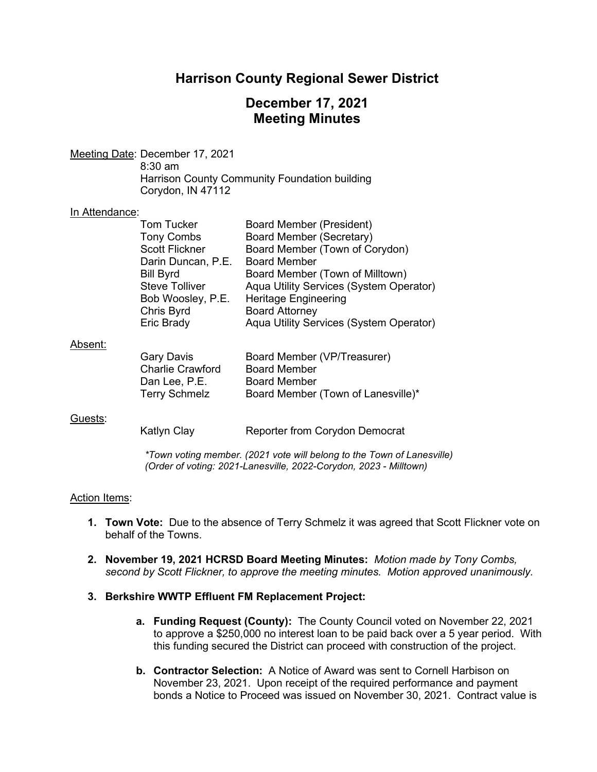# Harrison County Regional Sewer District

## December 17, 2021
## Meeting Minutes

Meeting Date: December 17, 2021
8:30 am
Harrison County Community Foundation building
Corydon, IN 47112

In Attendance:

| | |
|---|---|
| Tom Tucker | Board Member (President) |
| Tony Combs | Board Member (Secretary) |
| Scott Flickner | Board Member (Town of Corydon) |
| Darin Duncan, P.E. | Board Member |
| Bill Byrd | Board Member (Town of Milltown) |
| Steve Tolliver | Aqua Utility Services (System Operator) |
| Bob Woosley, P.E. | Heritage Engineering |
| Chris Byrd | Board Attorney |
| Eric Brady | Aqua Utility Services (System Operator) |

Absent:

| | |
|---|---|
| Gary Davis | Board Member (VP/Treasurer) |
| Charlie Crawford | Board Member |
| Dan Lee, P.E. | Board Member |
| Terry Schmelz | Board Member (Town of Lanesville)* |

Guests:

| | |
|---|---|
| Katlyn Clay | Reporter from Corydon Democrat |

*\*Town voting member. (2021 vote will belong to the Town of Lanesville)*
*(Order of voting: 2021-Lanesville, 2022-Corydon, 2023 - Milltown)*

Action Items:

1. **Town Vote:** Due to the absence of Terry Schmelz it was agreed that Scott Flickner vote on behalf of the Towns.

2. **November 19, 2021 HCRSD Board Meeting Minutes:** *Motion made by Tony Combs, second by Scott Flickner, to approve the meeting minutes. Motion approved unanimously.*

3. **Berkshire WWTP Effluent FM Replacement Project:**

   a. **Funding Request (County):** The County Council voted on November 22, 2021 to approve a $250,000 no interest loan to be paid back over a 5 year period. With this funding secured the District can proceed with construction of the project.

   b. **Contractor Selection:** A Notice of Award was sent to Cornell Harbison on November 23, 2021. Upon receipt of the required performance and payment bonds a Notice to Proceed was issued on November 30, 2021. Contract value is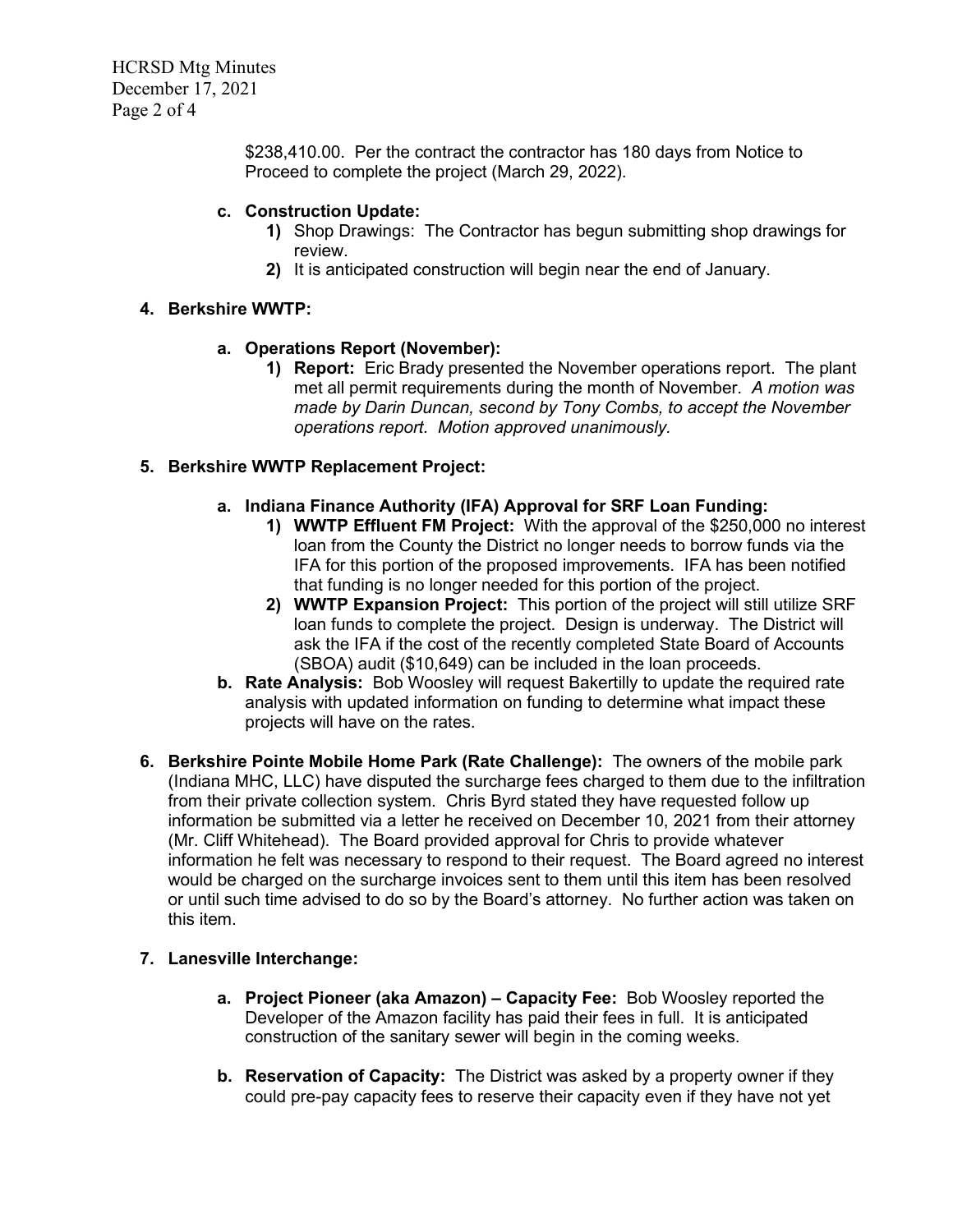$238,410.00. Per the contract the contractor has 180 days from Notice to Proceed to complete the project (March 29, 2022).

**c. Construction Update:**

1) Shop Drawings: The Contractor has begun submitting shop drawings for review.
2) It is anticipated construction will begin near the end of January.

**4. Berkshire WWTP:**

**a. Operations Report (November):**

1) **Report:** Eric Brady presented the November operations report. The plant met all permit requirements during the month of November. *A motion was made by Darin Duncan, second by Tony Combs, to accept the November operations report. Motion approved unanimously.*

**5. Berkshire WWTP Replacement Project:**

**a. Indiana Finance Authority (IFA) Approval for SRF Loan Funding:**

1) **WWTP Effluent FM Project:** With the approval of the $250,000 no interest loan from the County the District no longer needs to borrow funds via the IFA for this portion of the proposed improvements. IFA has been notified that funding is no longer needed for this portion of the project.
2) **WWTP Expansion Project:** This portion of the project will still utilize SRF loan funds to complete the project. Design is underway. The District will ask the IFA if the cost of the recently completed State Board of Accounts (SBOA) audit ($10,649) can be included in the loan proceeds.

**b. Rate Analysis:** Bob Woosley will request Bakertilly to update the required rate analysis with updated information on funding to determine what impact these projects will have on the rates.

**6. Berkshire Pointe Mobile Home Park (Rate Challenge):** The owners of the mobile park (Indiana MHC, LLC) have disputed the surcharge fees charged to them due to the infiltration from their private collection system. Chris Byrd stated they have requested follow up information be submitted via a letter he received on December 10, 2021 from their attorney (Mr. Cliff Whitehead). The Board provided approval for Chris to provide whatever information he felt was necessary to respond to their request. The Board agreed no interest would be charged on the surcharge invoices sent to them until this item has been resolved or until such time advised to do so by the Board's attorney. No further action was taken on this item.

**7. Lanesville Interchange:**

**a. Project Pioneer (aka Amazon) – Capacity Fee:** Bob Woosley reported the Developer of the Amazon facility has paid their fees in full. It is anticipated construction of the sanitary sewer will begin in the coming weeks.

**b. Reservation of Capacity:** The District was asked by a property owner if they could pre-pay capacity fees to reserve their capacity even if they have not yet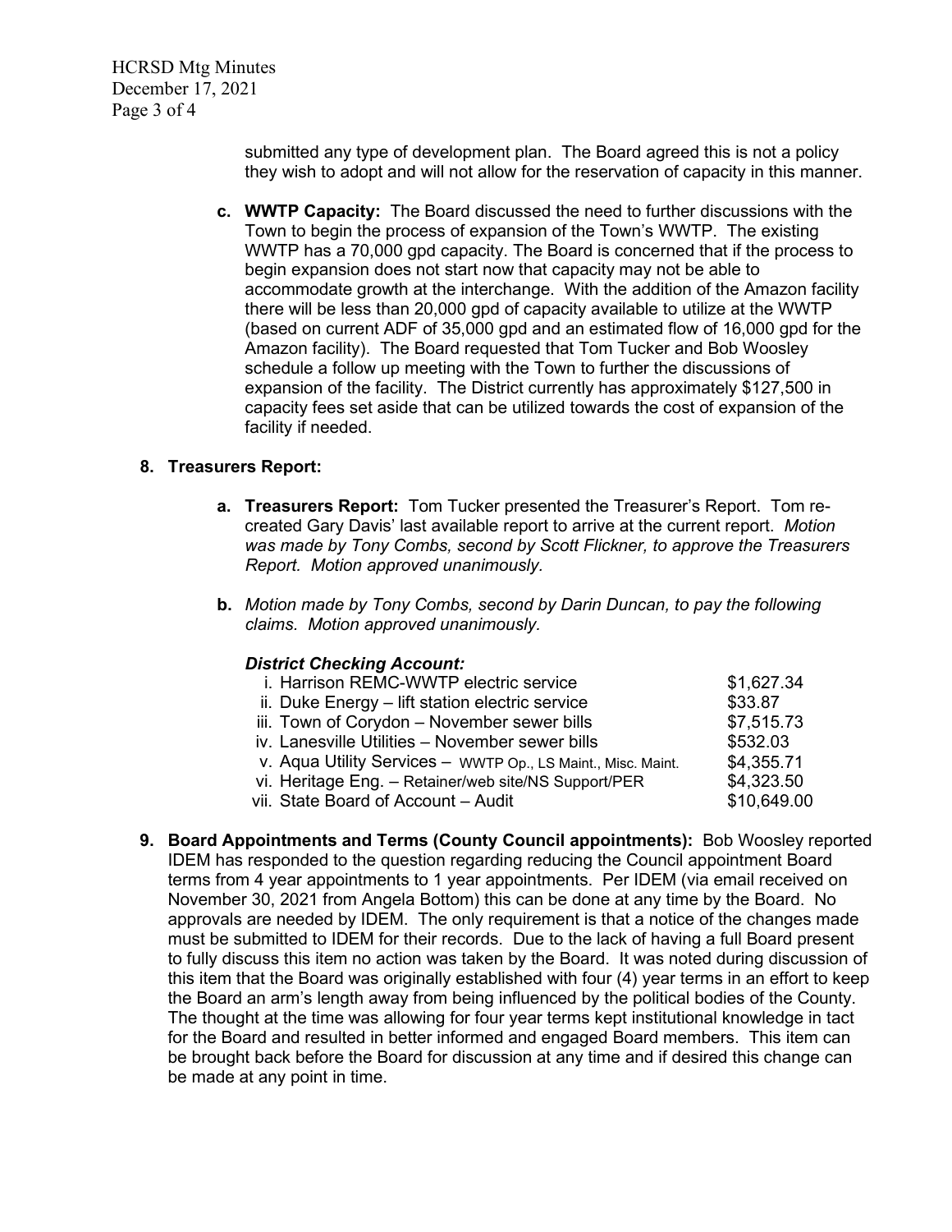submitted any type of development plan. The Board agreed this is not a policy they wish to adopt and will not allow for the reservation of capacity in this manner.

**c. WWTP Capacity:** The Board discussed the need to further discussions with the Town to begin the process of expansion of the Town's WWTP. The existing WWTP has a 70,000 gpd capacity. The Board is concerned that if the process to begin expansion does not start now that capacity may not be able to accommodate growth at the interchange. With the addition of the Amazon facility there will be less than 20,000 gpd of capacity available to utilize at the WWTP (based on current ADF of 35,000 gpd and an estimated flow of 16,000 gpd for the Amazon facility). The Board requested that Tom Tucker and Bob Woosley schedule a follow up meeting with the Town to further the discussions of expansion of the facility. The District currently has approximately $127,500 in capacity fees set aside that can be utilized towards the cost of expansion of the facility if needed.

**8. Treasurers Report:**

**a. Treasurers Report:** Tom Tucker presented the Treasurer's Report. Tom re-created Gary Davis' last available report to arrive at the current report. *Motion was made by Tony Combs, second by Scott Flickner, to approve the Treasurers Report. Motion approved unanimously.*

**b.** *Motion made by Tony Combs, second by Darin Duncan, to pay the following claims. Motion approved unanimously.*

***District Checking Account:***

| | |
|---|---|
| i. Harrison REMC-WWTP electric service | $1,627.34 |
| ii. Duke Energy – lift station electric service | $33.87 |
| iii. Town of Corydon – November sewer bills | $7,515.73 |
| iv. Lanesville Utilities – November sewer bills | $532.03 |
| v. Aqua Utility Services – WWTP Op., LS Maint., Misc. Maint. | $4,355.71 |
| vi. Heritage Eng. – Retainer/web site/NS Support/PER | $4,323.50 |
| vii. State Board of Account – Audit | $10,649.00 |

**9. Board Appointments and Terms (County Council appointments):** Bob Woosley reported IDEM has responded to the question regarding reducing the Council appointment Board terms from 4 year appointments to 1 year appointments. Per IDEM (via email received on November 30, 2021 from Angela Bottom) this can be done at any time by the Board. No approvals are needed by IDEM. The only requirement is that a notice of the changes made must be submitted to IDEM for their records. Due to the lack of having a full Board present to fully discuss this item no action was taken by the Board. It was noted during discussion of this item that the Board was originally established with four (4) year terms in an effort to keep the Board an arm's length away from being influenced by the political bodies of the County. The thought at the time was allowing for four year terms kept institutional knowledge in tact for the Board and resulted in better informed and engaged Board members. This item can be brought back before the Board for discussion at any time and if desired this change can be made at any point in time.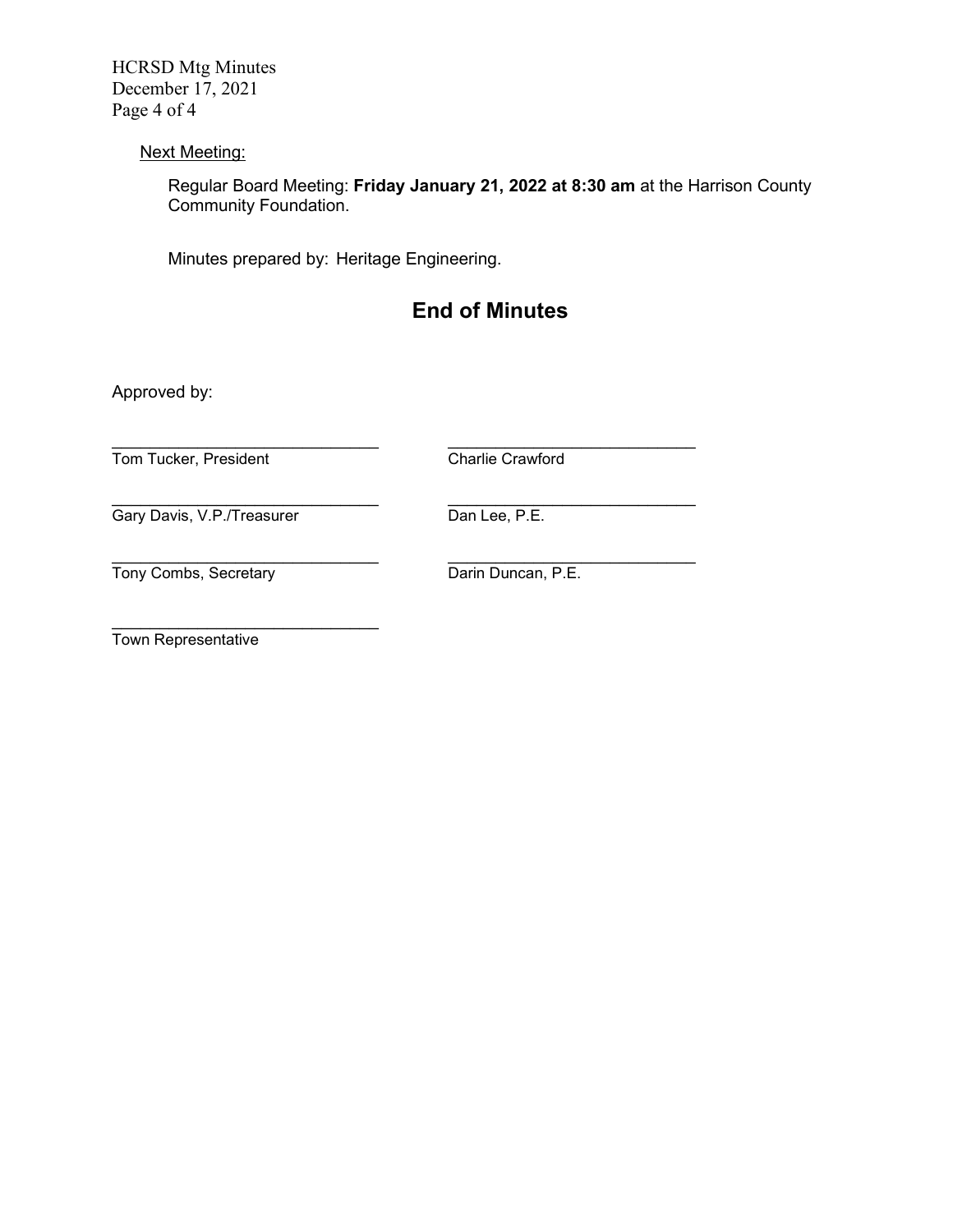Next Meeting:

Regular Board Meeting: **Friday January 21, 2022 at 8:30 am** at the Harrison County Community Foundation.

Minutes prepared by: Heritage Engineering.

## End of Minutes

Approved by:

| | |
|---|---|
| _____________________________ | _____________________________ |
| Tom Tucker, President | Charlie Crawford |
| _____________________________ | _____________________________ |
| Gary Davis, V.P./Treasurer | Dan Lee, P.E. |
| _____________________________ | _____________________________ |
| Tony Combs, Secretary | Darin Duncan, P.E. |
| _____________________________ | |
| Town Representative | |